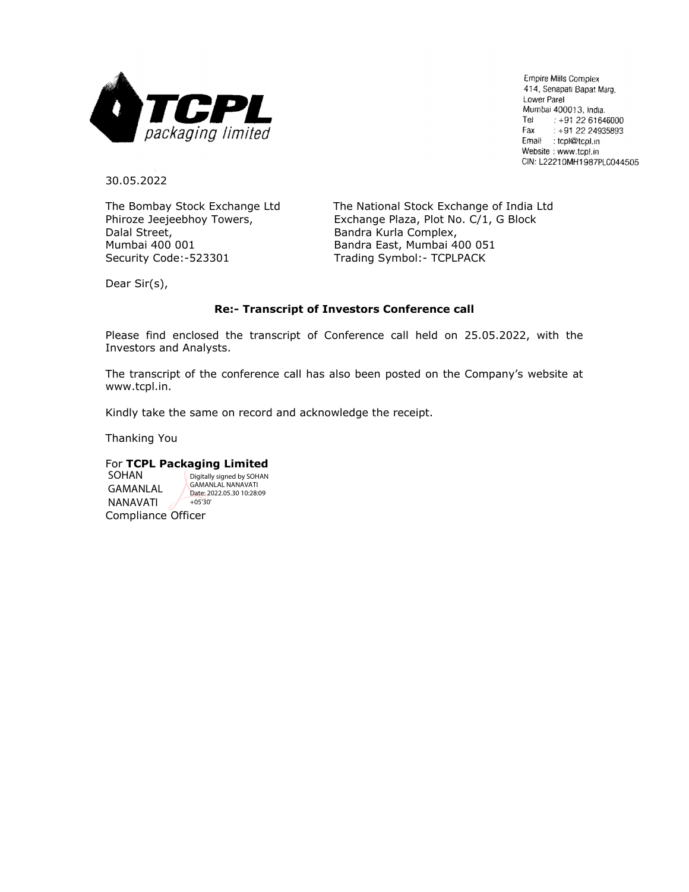**TCPL**
*packaging limited*

Empire Mills Complex
414, Senapati Bapat Marg,
Lower Parel
Mumbai 400013, India.
Tel : +91 22 61646000
Fax : +91 22 24935893
Email : tcpl@tcpl.in
Website : www.tcpl.in
CIN: L22210MH1987PLC044505

30.05.2022

The Bombay Stock Exchange Ltd
Phiroze Jeejeebhoy Towers,
Dalal Street,
Mumbai 400 001
Security Code:-523301

The National Stock Exchange of India Ltd
Exchange Plaza, Plot No. C/1, G Block
Bandra Kurla Complex,
Bandra East, Mumbai 400 051
Trading Symbol:- TCPLPACK

Dear Sir(s),

**Re:- Transcript of Investors Conference call**

Please find enclosed the transcript of Conference call held on 25.05.2022, with the Investors and Analysts.

The transcript of the conference call has also been posted on the Company's website at www.tcpl.in.

Kindly take the same on record and acknowledge the receipt.

Thanking You

For **TCPL Packaging Limited**

SOHAN GAMANLAL NANAVATI

Digitally signed by SOHAN GAMANLAL NANAVATI
Date: 2022.05.30 10:28:09 +05'30'

Compliance Officer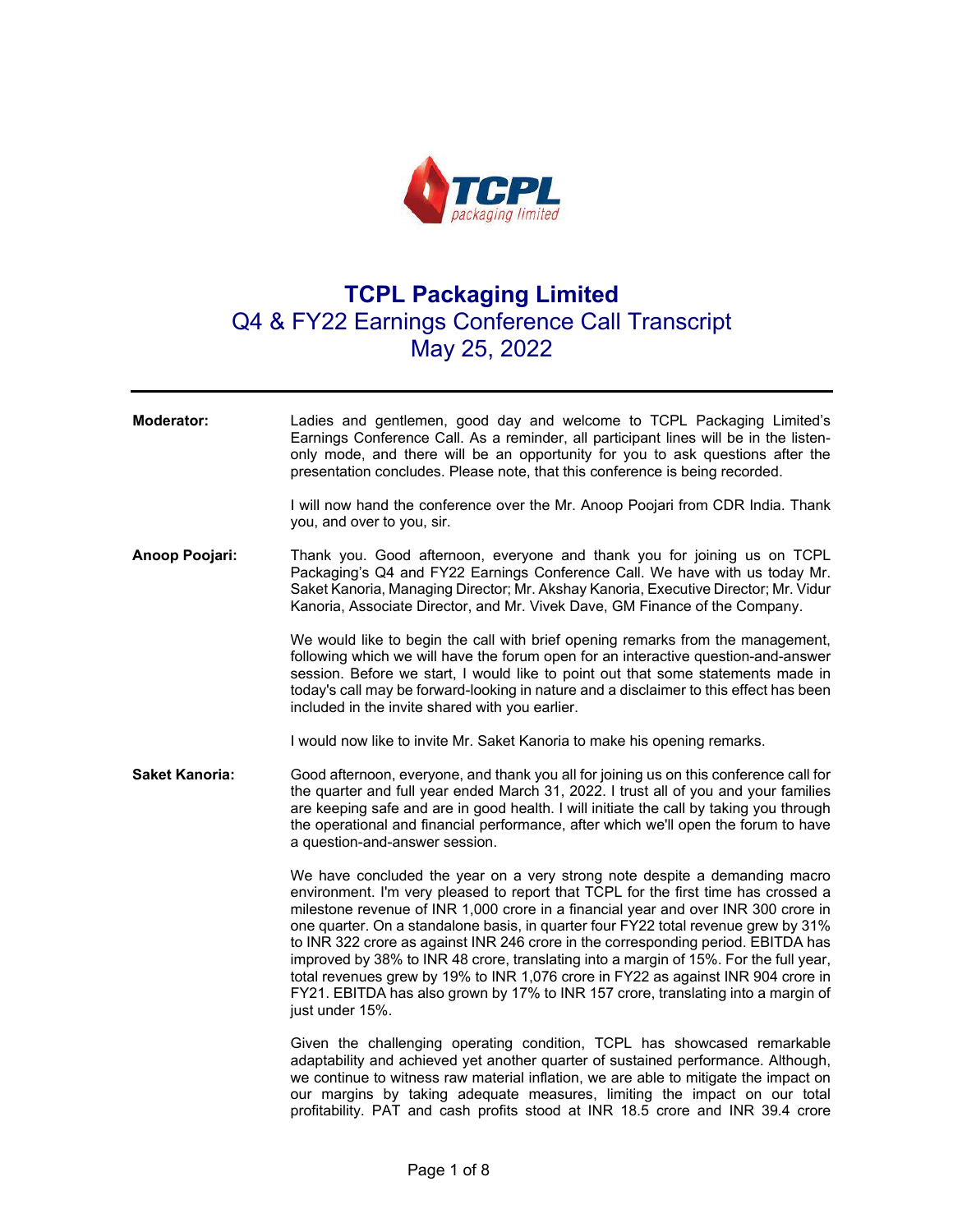# TCPL Packaging Limited

## Q4 & FY22 Earnings Conference Call Transcript

## May 25, 2022

---

**Moderator:** Ladies and gentlemen, good day and welcome to TCPL Packaging Limited's Earnings Conference Call. As a reminder, all participant lines will be in the listen-only mode, and there will be an opportunity for you to ask questions after the presentation concludes. Please note, that this conference is being recorded.

I will now hand the conference over the Mr. Anoop Poojari from CDR India. Thank you, and over to you, sir.

**Anoop Poojari:** Thank you. Good afternoon, everyone and thank you for joining us on TCPL Packaging's Q4 and FY22 Earnings Conference Call. We have with us today Mr. Saket Kanoria, Managing Director; Mr. Akshay Kanoria, Executive Director; Mr. Vidur Kanoria, Associate Director, and Mr. Vivek Dave, GM Finance of the Company.

We would like to begin the call with brief opening remarks from the management, following which we will have the forum open for an interactive question-and-answer session. Before we start, I would like to point out that some statements made in today's call may be forward-looking in nature and a disclaimer to this effect has been included in the invite shared with you earlier.

I would now like to invite Mr. Saket Kanoria to make his opening remarks.

**Saket Kanoria:** Good afternoon, everyone, and thank you all for joining us on this conference call for the quarter and full year ended March 31, 2022. I trust all of you and your families are keeping safe and are in good health. I will initiate the call by taking you through the operational and financial performance, after which we'll open the forum to have a question-and-answer session.

We have concluded the year on a very strong note despite a demanding macro environment. I'm very pleased to report that TCPL for the first time has crossed a milestone revenue of INR 1,000 crore in a financial year and over INR 300 crore in one quarter. On a standalone basis, in quarter four FY22 total revenue grew by 31% to INR 322 crore as against INR 246 crore in the corresponding period. EBITDA has improved by 38% to INR 48 crore, translating into a margin of 15%. For the full year, total revenues grew by 19% to INR 1,076 crore in FY22 as against INR 904 crore in FY21. EBITDA has also grown by 17% to INR 157 crore, translating into a margin of just under 15%.

Given the challenging operating condition, TCPL has showcased remarkable adaptability and achieved yet another quarter of sustained performance. Although, we continue to witness raw material inflation, we are able to mitigate the impact on our margins by taking adequate measures, limiting the impact on our total profitability. PAT and cash profits stood at INR 18.5 crore and INR 39.4 crore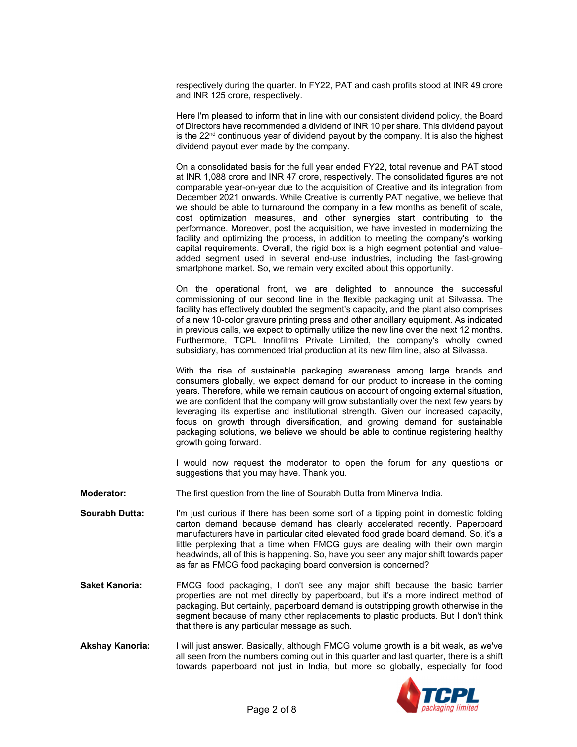respectively during the quarter. In FY22, PAT and cash profits stood at INR 49 crore and INR 125 crore, respectively.

Here I'm pleased to inform that in line with our consistent dividend policy, the Board of Directors have recommended a dividend of INR 10 per share. This dividend payout is the 22nd continuous year of dividend payout by the company. It is also the highest dividend payout ever made by the company.

On a consolidated basis for the full year ended FY22, total revenue and PAT stood at INR 1,088 crore and INR 47 crore, respectively. The consolidated figures are not comparable year-on-year due to the acquisition of Creative and its integration from December 2021 onwards. While Creative is currently PAT negative, we believe that we should be able to turnaround the company in a few months as benefit of scale, cost optimization measures, and other synergies start contributing to the performance. Moreover, post the acquisition, we have invested in modernizing the facility and optimizing the process, in addition to meeting the company's working capital requirements. Overall, the rigid box is a high segment potential and value-added segment used in several end-use industries, including the fast-growing smartphone market. So, we remain very excited about this opportunity.

On the operational front, we are delighted to announce the successful commissioning of our second line in the flexible packaging unit at Silvassa. The facility has effectively doubled the segment's capacity, and the plant also comprises of a new 10-color gravure printing press and other ancillary equipment. As indicated in previous calls, we expect to optimally utilize the new line over the next 12 months. Furthermore, TCPL Innofilms Private Limited, the company's wholly owned subsidiary, has commenced trial production at its new film line, also at Silvassa.

With the rise of sustainable packaging awareness among large brands and consumers globally, we expect demand for our product to increase in the coming years. Therefore, while we remain cautious on account of ongoing external situation, we are confident that the company will grow substantially over the next few years by leveraging its expertise and institutional strength. Given our increased capacity, focus on growth through diversification, and growing demand for sustainable packaging solutions, we believe we should be able to continue registering healthy growth going forward.

I would now request the moderator to open the forum for any questions or suggestions that you may have. Thank you.

**Moderator:** The first question from the line of Sourabh Dutta from Minerva India.

**Sourabh Dutta:** I'm just curious if there has been some sort of a tipping point in domestic folding carton demand because demand has clearly accelerated recently. Paperboard manufacturers have in particular cited elevated food grade board demand. So, it's a little perplexing that a time when FMCG guys are dealing with their own margin headwinds, all of this is happening. So, have you seen any major shift towards paper as far as FMCG food packaging board conversion is concerned?

**Saket Kanoria:** FMCG food packaging, I don't see any major shift because the basic barrier properties are not met directly by paperboard, but it's a more indirect method of packaging. But certainly, paperboard demand is outstripping growth otherwise in the segment because of many other replacements to plastic products. But I don't think that there is any particular message as such.

**Akshay Kanoria:** I will just answer. Basically, although FMCG volume growth is a bit weak, as we've all seen from the numbers coming out in this quarter and last quarter, there is a shift towards paperboard not just in India, but more so globally, especially for food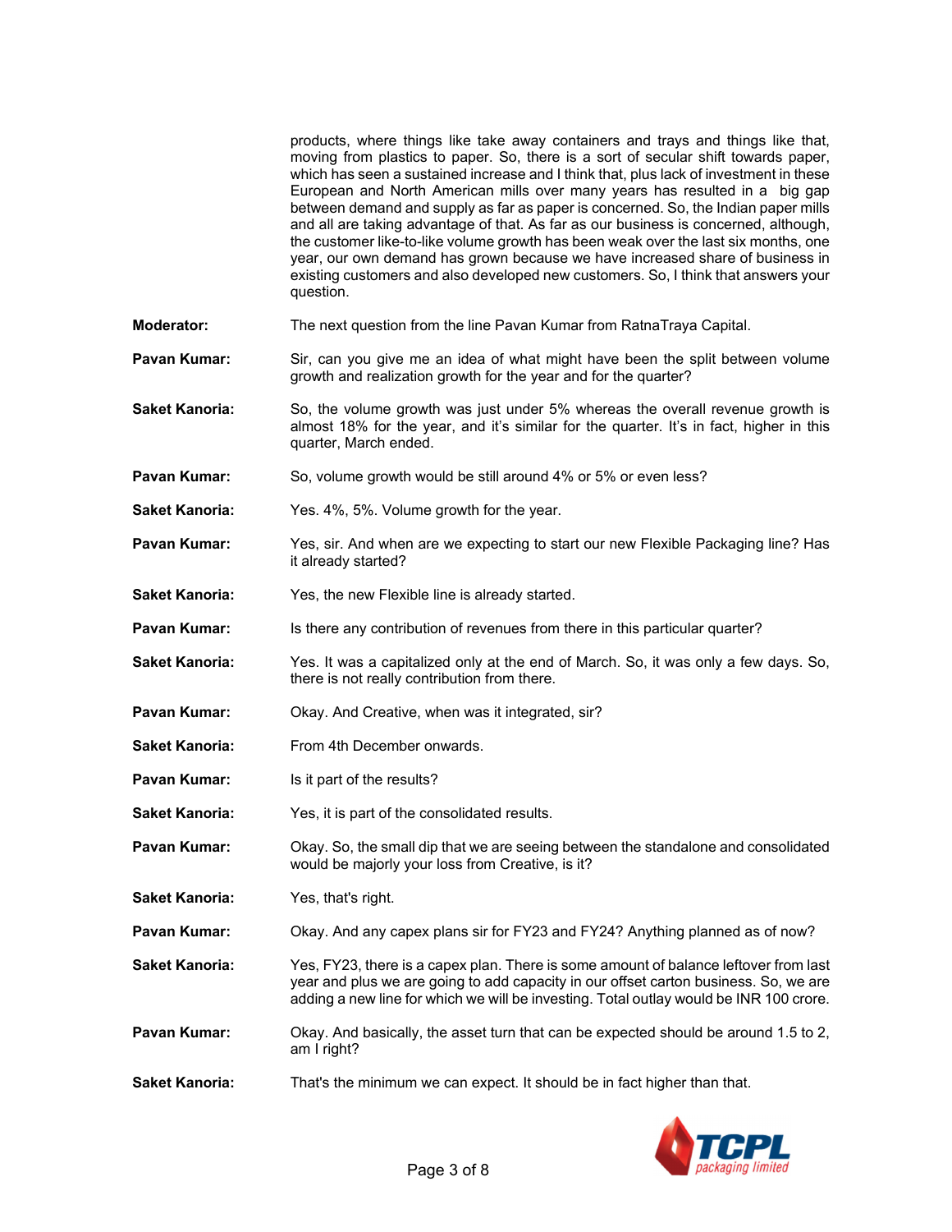products, where things like take away containers and trays and things like that, moving from plastics to paper. So, there is a sort of secular shift towards paper, which has seen a sustained increase and I think that, plus lack of investment in these European and North American mills over many years has resulted in a big gap between demand and supply as far as paper is concerned. So, the Indian paper mills and all are taking advantage of that. As far as our business is concerned, although, the customer like-to-like volume growth has been weak over the last six months, one year, our own demand has grown because we have increased share of business in existing customers and also developed new customers. So, I think that answers your question.

**Moderator:** The next question from the line Pavan Kumar from RatnaTraya Capital.

**Pavan Kumar:** Sir, can you give me an idea of what might have been the split between volume growth and realization growth for the year and for the quarter?

**Saket Kanoria:** So, the volume growth was just under 5% whereas the overall revenue growth is almost 18% for the year, and it's similar for the quarter. It's in fact, higher in this quarter, March ended.

**Pavan Kumar:** So, volume growth would be still around 4% or 5% or even less?

**Saket Kanoria:** Yes. 4%, 5%. Volume growth for the year.

**Pavan Kumar:** Yes, sir. And when are we expecting to start our new Flexible Packaging line? Has it already started?

**Saket Kanoria:** Yes, the new Flexible line is already started.

**Pavan Kumar:** Is there any contribution of revenues from there in this particular quarter?

**Saket Kanoria:** Yes. It was a capitalized only at the end of March. So, it was only a few days. So, there is not really contribution from there.

**Pavan Kumar:** Okay. And Creative, when was it integrated, sir?

**Saket Kanoria:** From 4th December onwards.

**Pavan Kumar:** Is it part of the results?

**Saket Kanoria:** Yes, it is part of the consolidated results.

**Pavan Kumar:** Okay. So, the small dip that we are seeing between the standalone and consolidated would be majorly your loss from Creative, is it?

**Saket Kanoria:** Yes, that's right.

**Pavan Kumar:** Okay. And any capex plans sir for FY23 and FY24? Anything planned as of now?

**Saket Kanoria:** Yes, FY23, there is a capex plan. There is some amount of balance leftover from last year and plus we are going to add capacity in our offset carton business. So, we are adding a new line for which we will be investing. Total outlay would be INR 100 crore.

**Pavan Kumar:** Okay. And basically, the asset turn that can be expected should be around 1.5 to 2, am I right?

**Saket Kanoria:** That's the minimum we can expect. It should be in fact higher than that.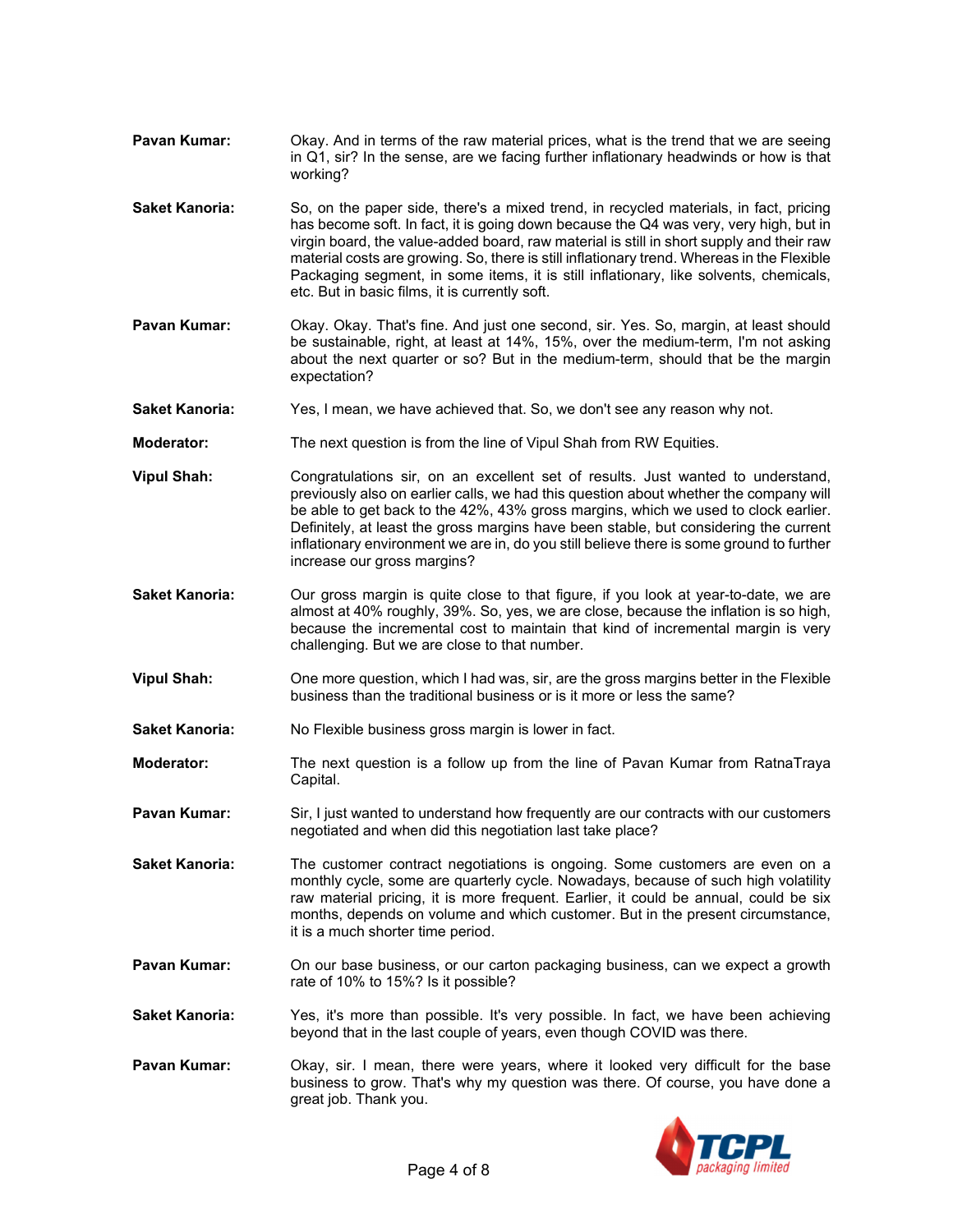**Pavan Kumar:** Okay. And in terms of the raw material prices, what is the trend that we are seeing in Q1, sir? In the sense, are we facing further inflationary headwinds or how is that working?

**Saket Kanoria:** So, on the paper side, there's a mixed trend, in recycled materials, in fact, pricing has become soft. In fact, it is going down because the Q4 was very, very high, but in virgin board, the value-added board, raw material is still in short supply and their raw material costs are growing. So, there is still inflationary trend. Whereas in the Flexible Packaging segment, in some items, it is still inflationary, like solvents, chemicals, etc. But in basic films, it is currently soft.

**Pavan Kumar:** Okay. Okay. That's fine. And just one second, sir. Yes. So, margin, at least should be sustainable, right, at least at 14%, 15%, over the medium-term, I'm not asking about the next quarter or so? But in the medium-term, should that be the margin expectation?

**Saket Kanoria:** Yes, I mean, we have achieved that. So, we don't see any reason why not.

**Moderator:** The next question is from the line of Vipul Shah from RW Equities.

**Vipul Shah:** Congratulations sir, on an excellent set of results. Just wanted to understand, previously also on earlier calls, we had this question about whether the company will be able to get back to the 42%, 43% gross margins, which we used to clock earlier. Definitely, at least the gross margins have been stable, but considering the current inflationary environment we are in, do you still believe there is some ground to further increase our gross margins?

**Saket Kanoria:** Our gross margin is quite close to that figure, if you look at year-to-date, we are almost at 40% roughly, 39%. So, yes, we are close, because the inflation is so high, because the incremental cost to maintain that kind of incremental margin is very challenging. But we are close to that number.

**Vipul Shah:** One more question, which I had was, sir, are the gross margins better in the Flexible business than the traditional business or is it more or less the same?

**Saket Kanoria:** No Flexible business gross margin is lower in fact.

**Moderator:** The next question is a follow up from the line of Pavan Kumar from RatnaTraya Capital.

**Pavan Kumar:** Sir, I just wanted to understand how frequently are our contracts with our customers negotiated and when did this negotiation last take place?

**Saket Kanoria:** The customer contract negotiations is ongoing. Some customers are even on a monthly cycle, some are quarterly cycle. Nowadays, because of such high volatility raw material pricing, it is more frequent. Earlier, it could be annual, could be six months, depends on volume and which customer. But in the present circumstance, it is a much shorter time period.

**Pavan Kumar:** On our base business, or our carton packaging business, can we expect a growth rate of 10% to 15%? Is it possible?

**Saket Kanoria:** Yes, it's more than possible. It's very possible. In fact, we have been achieving beyond that in the last couple of years, even though COVID was there.

**Pavan Kumar:** Okay, sir. I mean, there were years, where it looked very difficult for the base business to grow. That's why my question was there. Of course, you have done a great job. Thank you.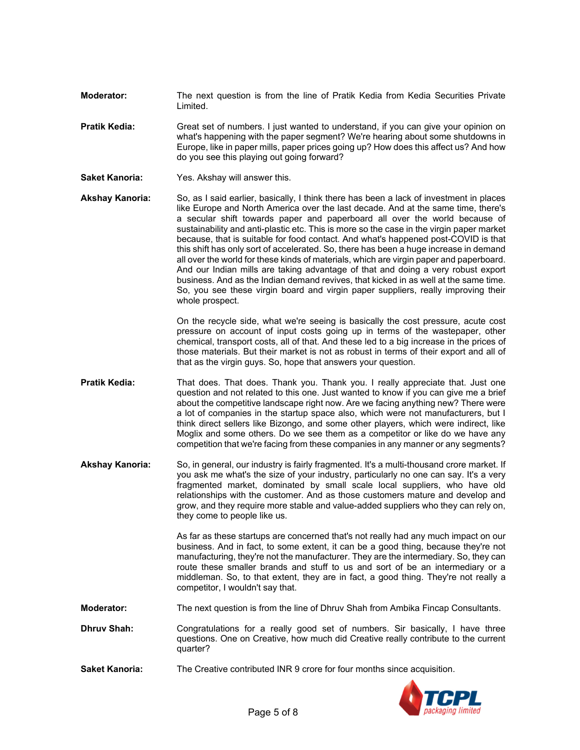**Moderator:** The next question is from the line of Pratik Kedia from Kedia Securities Private Limited.

**Pratik Kedia:** Great set of numbers. I just wanted to understand, if you can give your opinion on what's happening with the paper segment? We're hearing about some shutdowns in Europe, like in paper mills, paper prices going up? How does this affect us? And how do you see this playing out going forward?

**Saket Kanoria:** Yes. Akshay will answer this.

**Akshay Kanoria:** So, as I said earlier, basically, I think there has been a lack of investment in places like Europe and North America over the last decade. And at the same time, there's a secular shift towards paper and paperboard all over the world because of sustainability and anti-plastic etc. This is more so the case in the virgin paper market because, that is suitable for food contact. And what's happened post-COVID is that this shift has only sort of accelerated. So, there has been a huge increase in demand all over the world for these kinds of materials, which are virgin paper and paperboard. And our Indian mills are taking advantage of that and doing a very robust export business. And as the Indian demand revives, that kicked in as well at the same time. So, you see these virgin board and virgin paper suppliers, really improving their whole prospect.

On the recycle side, what we're seeing is basically the cost pressure, acute cost pressure on account of input costs going up in terms of the wastepaper, other chemical, transport costs, all of that. And these led to a big increase in the prices of those materials. But their market is not as robust in terms of their export and all of that as the virgin guys. So, hope that answers your question.

**Pratik Kedia:** That does. That does. Thank you. Thank you. I really appreciate that. Just one question and not related to this one. Just wanted to know if you can give me a brief about the competitive landscape right now. Are we facing anything new? There were a lot of companies in the startup space also, which were not manufacturers, but I think direct sellers like Bizongo, and some other players, which were indirect, like Moglix and some others. Do we see them as a competitor or like do we have any competition that we're facing from these companies in any manner or any segments?

**Akshay Kanoria:** So, in general, our industry is fairly fragmented. It's a multi-thousand crore market. If you ask me what's the size of your industry, particularly no one can say. It's a very fragmented market, dominated by small scale local suppliers, who have old relationships with the customer. And as those customers mature and develop and grow, and they require more stable and value-added suppliers who they can rely on, they come to people like us.

As far as these startups are concerned that's not really had any much impact on our business. And in fact, to some extent, it can be a good thing, because they're not manufacturing, they're not the manufacturer. They are the intermediary. So, they can route these smaller brands and stuff to us and sort of be an intermediary or a middleman. So, to that extent, they are in fact, a good thing. They're not really a competitor, I wouldn't say that.

**Moderator:** The next question is from the line of Dhruv Shah from Ambika Fincap Consultants.

**Dhruv Shah:** Congratulations for a really good set of numbers. Sir basically, I have three questions. One on Creative, how much did Creative really contribute to the current quarter?

**Saket Kanoria:** The Creative contributed INR 9 crore for four months since acquisition.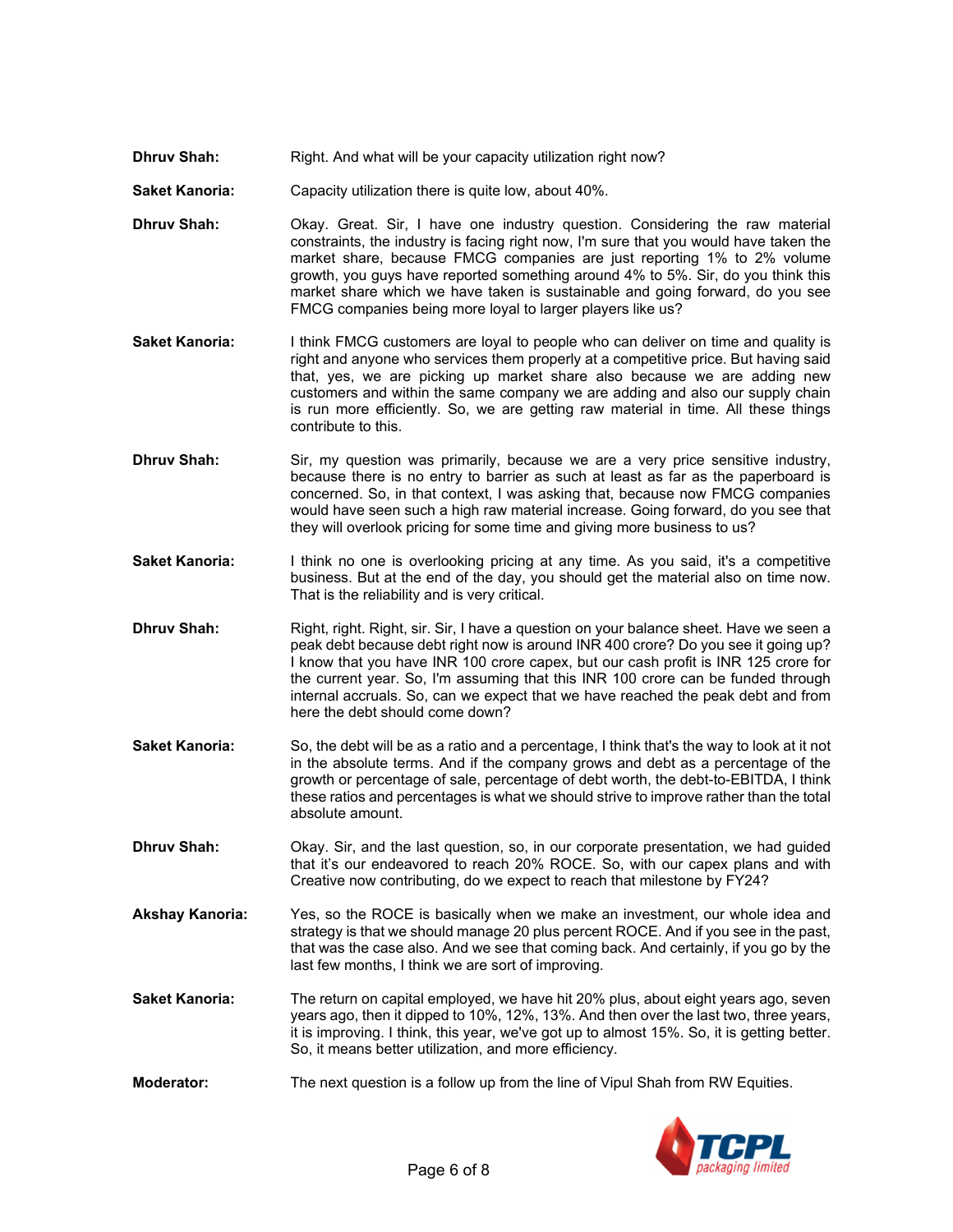**Dhruv Shah:** Right. And what will be your capacity utilization right now?

**Saket Kanoria:** Capacity utilization there is quite low, about 40%.

**Dhruv Shah:** Okay. Great. Sir, I have one industry question. Considering the raw material constraints, the industry is facing right now, I'm sure that you would have taken the market share, because FMCG companies are just reporting 1% to 2% volume growth, you guys have reported something around 4% to 5%. Sir, do you think this market share which we have taken is sustainable and going forward, do you see FMCG companies being more loyal to larger players like us?

**Saket Kanoria:** I think FMCG customers are loyal to people who can deliver on time and quality is right and anyone who services them properly at a competitive price. But having said that, yes, we are picking up market share also because we are adding new customers and within the same company we are adding and also our supply chain is run more efficiently. So, we are getting raw material in time. All these things contribute to this.

**Dhruv Shah:** Sir, my question was primarily, because we are a very price sensitive industry, because there is no entry to barrier as such at least as far as the paperboard is concerned. So, in that context, I was asking that, because now FMCG companies would have seen such a high raw material increase. Going forward, do you see that they will overlook pricing for some time and giving more business to us?

**Saket Kanoria:** I think no one is overlooking pricing at any time. As you said, it's a competitive business. But at the end of the day, you should get the material also on time now. That is the reliability and is very critical.

**Dhruv Shah:** Right, right. Right, sir. Sir, I have a question on your balance sheet. Have we seen a peak debt because debt right now is around INR 400 crore? Do you see it going up? I know that you have INR 100 crore capex, but our cash profit is INR 125 crore for the current year. So, I'm assuming that this INR 100 crore can be funded through internal accruals. So, can we expect that we have reached the peak debt and from here the debt should come down?

**Saket Kanoria:** So, the debt will be as a ratio and a percentage, I think that's the way to look at it not in the absolute terms. And if the company grows and debt as a percentage of the growth or percentage of sale, percentage of debt worth, the debt-to-EBITDA, I think these ratios and percentages is what we should strive to improve rather than the total absolute amount.

**Dhruv Shah:** Okay. Sir, and the last question, so, in our corporate presentation, we had guided that it's our endeavored to reach 20% ROCE. So, with our capex plans and with Creative now contributing, do we expect to reach that milestone by FY24?

**Akshay Kanoria:** Yes, so the ROCE is basically when we make an investment, our whole idea and strategy is that we should manage 20 plus percent ROCE. And if you see in the past, that was the case also. And we see that coming back. And certainly, if you go by the last few months, I think we are sort of improving.

**Saket Kanoria:** The return on capital employed, we have hit 20% plus, about eight years ago, seven years ago, then it dipped to 10%, 12%, 13%. And then over the last two, three years, it is improving. I think, this year, we've got up to almost 15%. So, it is getting better. So, it means better utilization, and more efficiency.

**Moderator:** The next question is a follow up from the line of Vipul Shah from RW Equities.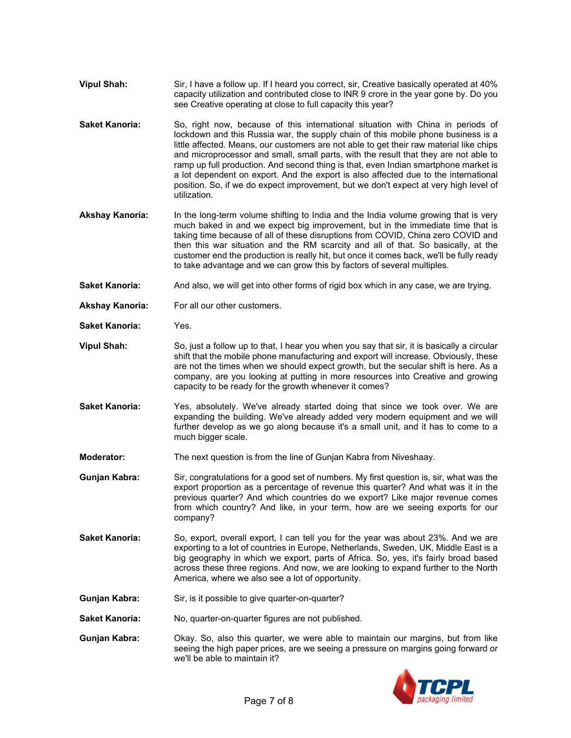**Vipul Shah:** Sir, I have a follow up. If I heard you correct, sir, Creative basically operated at 40% capacity utilization and contributed close to INR 9 crore in the year gone by. Do you see Creative operating at close to full capacity this year?

**Saket Kanoria:** So, right now, because of this international situation with China in periods of lockdown and this Russia war, the supply chain of this mobile phone business is a little affected. Means, our customers are not able to get their raw material like chips and microprocessor and small, small parts, with the result that they are not able to ramp up full production. And second thing is that, even Indian smartphone market is a lot dependent on export. And the export is also affected due to the international position. So, if we do expect improvement, but we don't expect at very high level of utilization.

**Akshay Kanoria:** In the long-term volume shifting to India and the India volume growing that is very much baked in and we expect big improvement, but in the immediate time that is taking time because of all of these disruptions from COVID, China zero COVID and then this war situation and the RM scarcity and all of that. So basically, at the customer end the production is really hit, but once it comes back, we'll be fully ready to take advantage and we can grow this by factors of several multiples.

**Saket Kanoria:** And also, we will get into other forms of rigid box which in any case, we are trying.

**Akshay Kanoria:** For all our other customers.

**Saket Kanoria:** Yes.

**Vipul Shah:** So, just a follow up to that, I hear you when you say that sir, it is basically a circular shift that the mobile phone manufacturing and export will increase. Obviously, these are not the times when we should expect growth, but the secular shift is here. As a company, are you looking at putting in more resources into Creative and growing capacity to be ready for the growth whenever it comes?

**Saket Kanoria:** Yes, absolutely. We've already started doing that since we took over. We are expanding the building. We've already added very modern equipment and we will further develop as we go along because it's a small unit, and it has to come to a much bigger scale.

**Moderator:** The next question is from the line of Gunjan Kabra from Niveshaay.

**Gunjan Kabra:** Sir, congratulations for a good set of numbers. My first question is, sir, what was the export proportion as a percentage of revenue this quarter? And what was it in the previous quarter? And which countries do we export? Like major revenue comes from which country? And like, in your term, how are we seeing exports for our company?

**Saket Kanoria:** So, export, overall export, I can tell you for the year was about 23%. And we are exporting to a lot of countries in Europe, Netherlands, Sweden, UK, Middle East is a big geography in which we export, parts of Africa. So, yes, it's fairly broad based across these three regions. And now, we are looking to expand further to the North America, where we also see a lot of opportunity.

**Gunjan Kabra:** Sir, is it possible to give quarter-on-quarter?

**Saket Kanoria:** No, quarter-on-quarter figures are not published.

**Gunjan Kabra:** Okay. So, also this quarter, we were able to maintain our margins, but from like seeing the high paper prices, are we seeing a pressure on margins going forward or we'll be able to maintain it?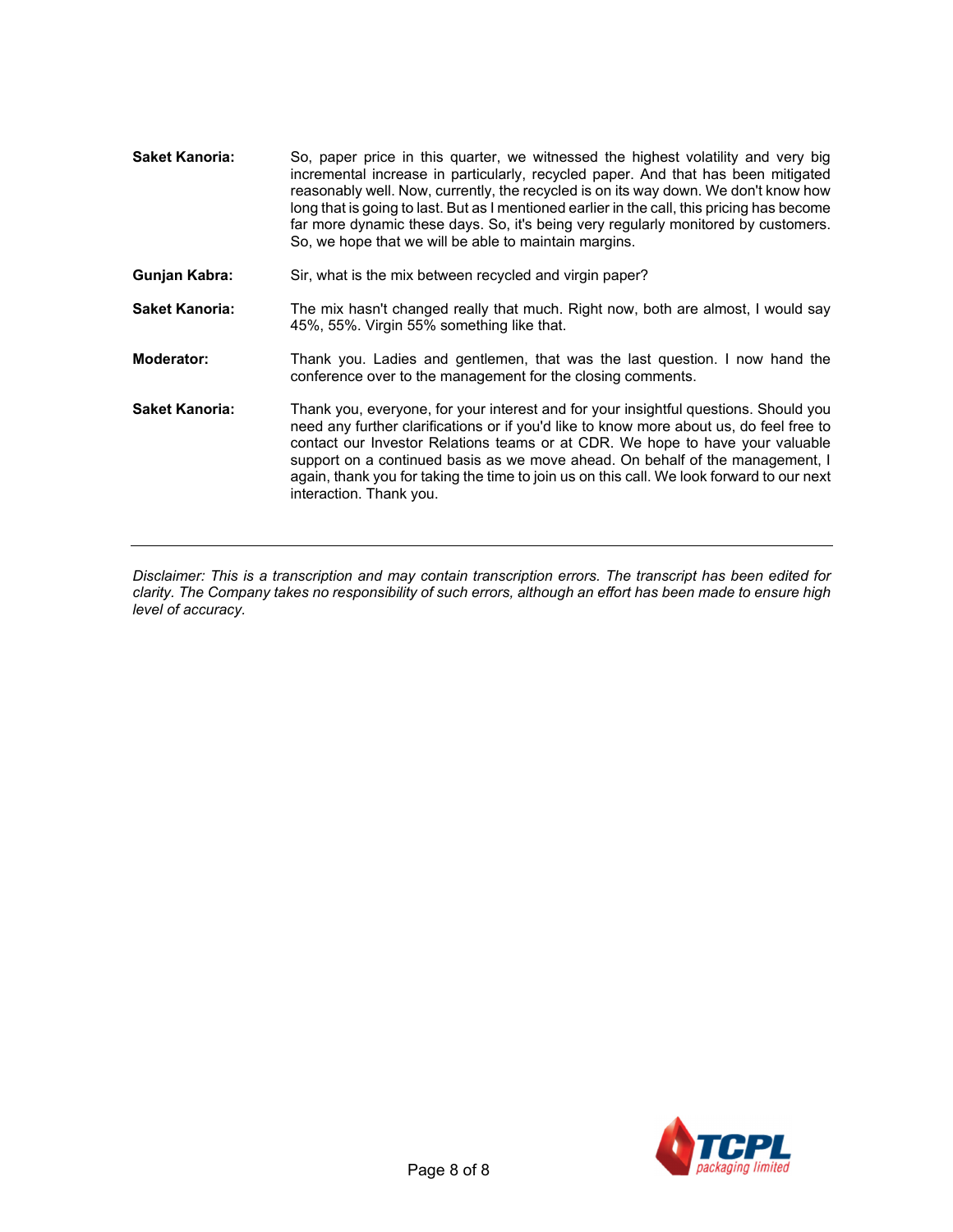**Saket Kanoria:** So, paper price in this quarter, we witnessed the highest volatility and very big incremental increase in particularly, recycled paper. And that has been mitigated reasonably well. Now, currently, the recycled is on its way down. We don't know how long that is going to last. But as I mentioned earlier in the call, this pricing has become far more dynamic these days. So, it's being very regularly monitored by customers. So, we hope that we will be able to maintain margins.

**Gunjan Kabra:** Sir, what is the mix between recycled and virgin paper?

**Saket Kanoria:** The mix hasn't changed really that much. Right now, both are almost, I would say 45%, 55%. Virgin 55% something like that.

**Moderator:** Thank you. Ladies and gentlemen, that was the last question. I now hand the conference over to the management for the closing comments.

**Saket Kanoria:** Thank you, everyone, for your interest and for your insightful questions. Should you need any further clarifications or if you'd like to know more about us, do feel free to contact our Investor Relations teams or at CDR. We hope to have your valuable support on a continued basis as we move ahead. On behalf of the management, I again, thank you for taking the time to join us on this call. We look forward to our next interaction. Thank you.

---

*Disclaimer: This is a transcription and may contain transcription errors. The transcript has been edited for clarity. The Company takes no responsibility of such errors, although an effort has been made to ensure high level of accuracy.*